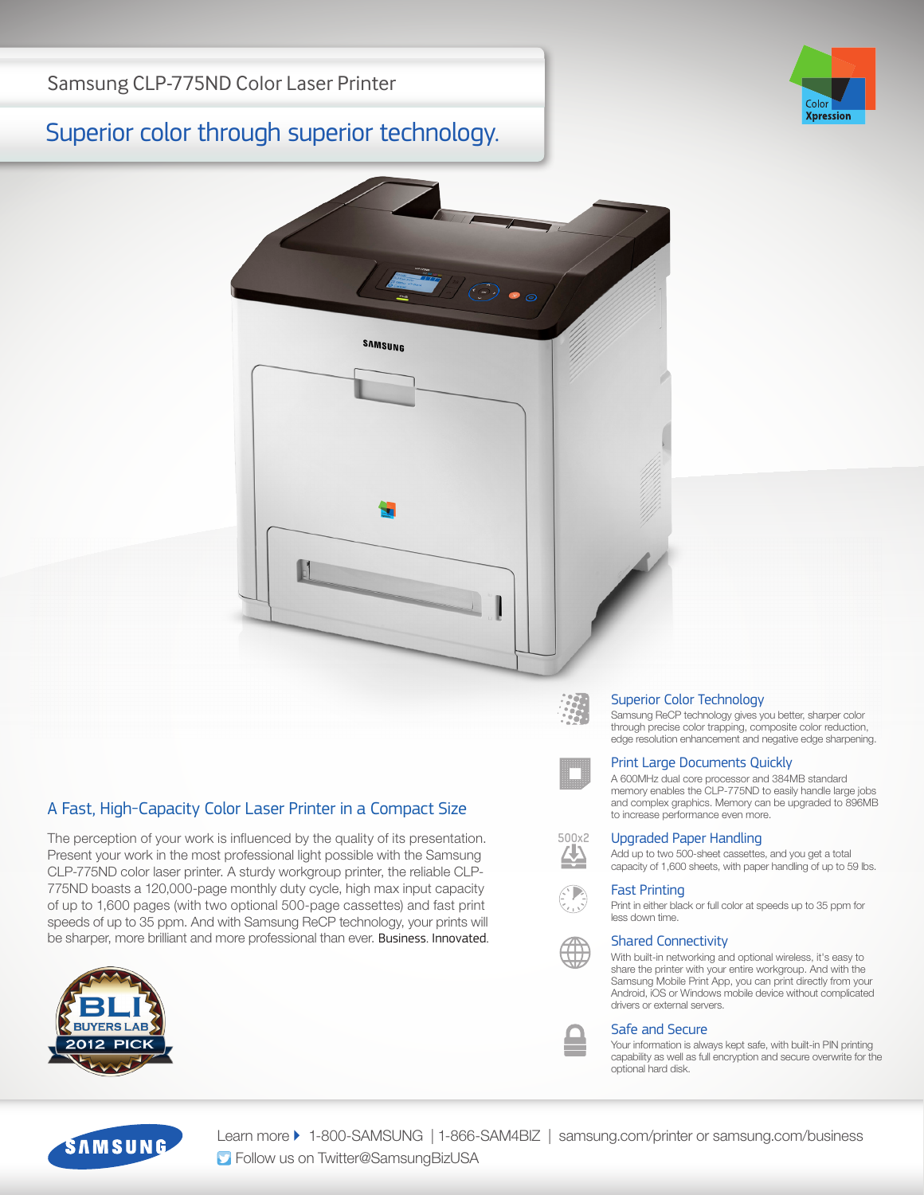Samsung CLP-775ND Color Laser Printer

# Superior color through superior technology.

Color Xpression

## A Fast, High-Capacity Color Laser Printer in a Compact Size

The perception of your work is influenced by the quality of its presentation. Present your work in the most professional light possible with the Samsung CLP-775ND color laser printer. A sturdy workgroup printer, the reliable CLP-775ND boasts a 120,000-page monthly duty cycle, high max input capacity of up to 1,600 pages (with two optional 500-page cassettes) and fast print speeds of up to 35 ppm. And with Samsung ReCP technology, your prints will be sharper, more brilliant and more professional than ever. Business. Innovated.

BLI BUYERS LAB 2012 PICK

### Superior Color Technology

Samsung ReCP technology gives you better, sharper color through precise color trapping, composite color reduction, edge resolution enhancement and negative edge sharpening.

### Print Large Documents Quickly

A 600MHz dual core processor and 384MB standard memory enables the CLP-775ND to easily handle large jobs and complex graphics. Memory can be upgraded to 896MB to increase performance even more.

### Upgraded Paper Handling

500x2

Add up to two 500-sheet cassettes, and you get a total capacity of 1,600 sheets, with paper handling of up to 59 lbs.

### Fast Printing

Print in either black or full color at speeds up to 35 ppm for less down time.

### Shared Connectivity

With built-in networking and optional wireless, it's easy to share the printer with your entire workgroup. And with the Samsung Mobile Print App, you can print directly from your Android, iOS or Windows mobile device without complicated drivers or external servers.

### Safe and Secure

Your information is always kept safe, with built-in PIN printing capability as well as full encryption and secure overwrite for the optional hard disk.

SAMSUNG

Learn more ▸ 1-800-SAMSUNG | 1-866-SAM4BIZ | samsung.com/printer or samsung.com/business

Follow us on Twitter@SamsungBizUSA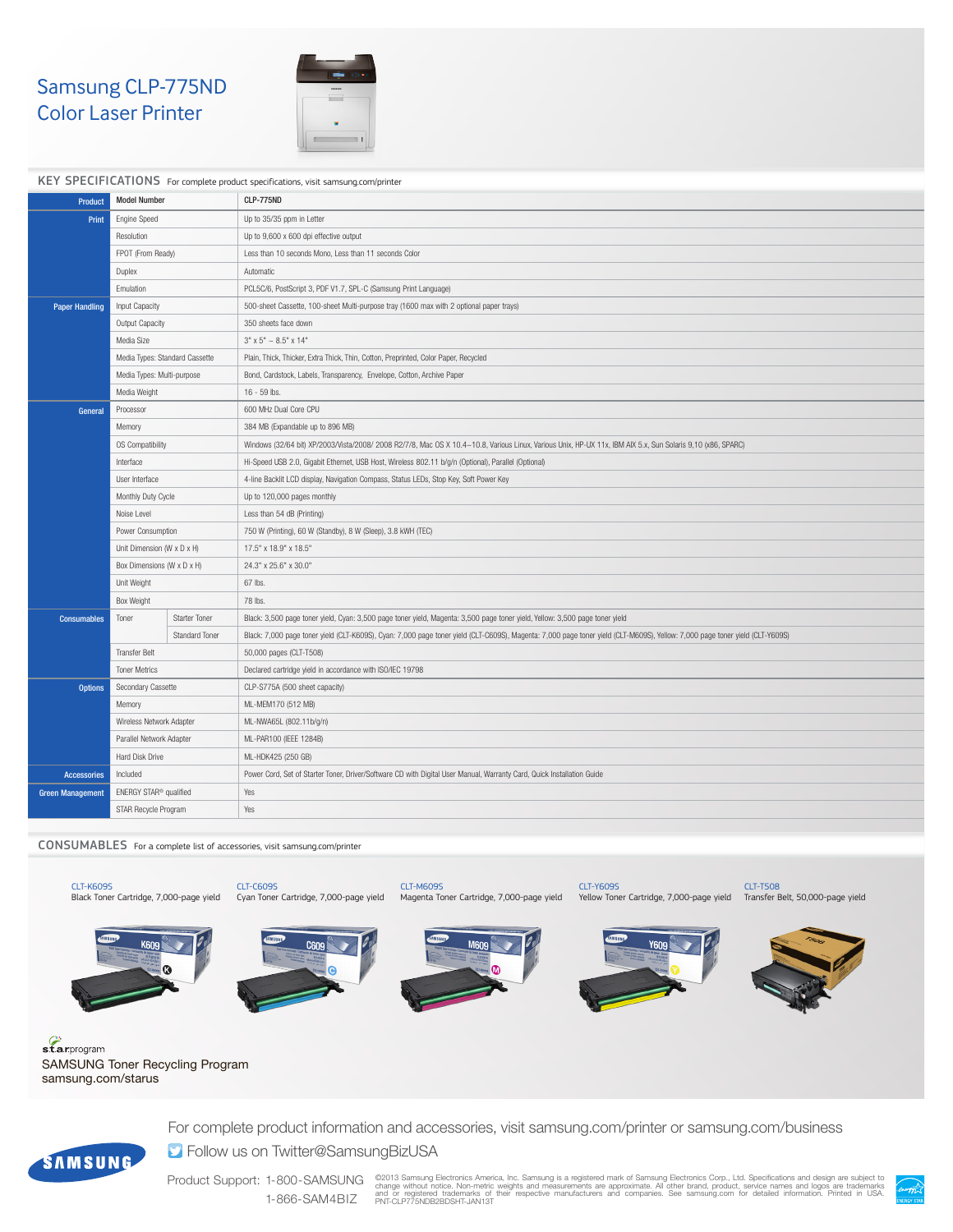# Samsung CLP-775ND Color Laser Printer

## KEY SPECIFICATIONS

For complete product specifications, visit samsung.com/printer

| | | | |
|---|---|---|---|
| Product | Model Number | | CLP-775ND |
| Print | Engine Speed | | Up to 35/35 ppm in Letter |
| | Resolution | | Up to 9,600 x 600 dpi effective output |
| | FPOT (From Ready) | | Less than 10 seconds Mono, Less than 11 seconds Color |
| | Duplex | | Automatic |
| | Emulation | | PCL5C/6, PostScript 3, PDF V1.7, SPL-C (Samsung Print Language) |
| Paper Handling | Input Capacity | | 500-sheet Cassette, 100-sheet Multi-purpose tray (1600 max with 2 optional paper trays) |
| | Output Capacity | | 350 sheets face down |
| | Media Size | | 3" x 5" – 8.5" x 14" |
| | Media Types: Standard Cassette | | Plain, Thick, Thicker, Extra Thick, Thin, Cotton, Preprinted, Color Paper, Recycled |
| | Media Types: Multi-purpose | | Bond, Cardstock, Labels, Transparency, Envelope, Cotton, Archive Paper |
| | Media Weight | | 16 - 59 lbs. |
| General | Processor | | 600 MHz Dual Core CPU |
| | Memory | | 384 MB (Expandable up to 896 MB) |
| | OS Compatibility | | Windows (32/64 bit) XP/2003/Vista/2008/ 2008 R2/7/8, Mac OS X 10.4–10.8, Various Linux, Various Unix, HP-UX 11x, IBM AIX 5.x, Sun Solaris 9,10 (x86, SPARC) |
| | Interface | | Hi-Speed USB 2.0, Gigabit Ethernet, USB Host, Wireless 802.11 b/g/n (Optional), Parallel (Optional) |
| | User Interface | | 4-line Backlit LCD display, Navigation Compass, Status LEDs, Stop Key, Soft Power Key |
| | Monthly Duty Cycle | | Up to 120,000 pages monthly |
| | Noise Level | | Less than 54 dB (Printing) |
| | Power Consumption | | 750 W (Printing), 60 W (Standby), 8 W (Sleep), 3.8 kWH (TEC) |
| | Unit Dimension (W x D x H) | | 17.5" x 18.9" x 18.5" |
| | Box Dimensions (W x D x H) | | 24.3" x 25.6" x 30.0" |
| | Unit Weight | | 67 lbs. |
| | Box Weight | | 78 lbs. |
| Consumables | Toner | Starter Toner | Black: 3,500 page toner yield, Cyan: 3,500 page toner yield, Magenta: 3,500 page toner yield, Yellow: 3,500 page toner yield |
| | | Standard Toner | Black: 7,000 page toner yield (CLT-K609S), Cyan: 7,000 page toner yield (CLT-C609S), Magenta: 7,000 page toner yield (CLT-M609S), Yellow: 7,000 page toner yield (CLT-Y609S) |
| | Transfer Belt | | 50,000 pages (CLT-T508) |
| | Toner Metrics | | Declared cartridge yield in accordance with ISO/IEC 19798 |
| Options | Secondary Cassette | | CLP-S775A (500 sheet capacity) |
| | Memory | | ML-MEM170 (512 MB) |
| | Wireless Network Adapter | | ML-NWA65L (802.11b/g/n) |
| | Parallel Network Adapter | | ML-PAR100 (IEEE 1284B) |
| | Hard Disk Drive | | ML-HDK425 (250 GB) |
| Accessories | Included | | Power Cord, Set of Starter Toner, Driver/Software CD with Digital User Manual, Warranty Card, Quick Installation Guide |
| Green Management | ENERGY STAR® qualified | | Yes |
| | STAR Recycle Program | | Yes |

## CONSUMABLES

For a complete list of accessories, visit samsung.com/printer

**CLT-K609S**
Black Toner Cartridge, 7,000-page yield

**CLT-C609S**
Cyan Toner Cartridge, 7,000-page yield

**CLT-M609S**
Magenta Toner Cartridge, 7,000-page yield

**CLT-Y609S**
Yellow Toner Cartridge, 7,000-page yield

**CLT-T508**
Transfer Belt, 50,000-page yield

s.t.a.r.program
SAMSUNG Toner Recycling Program
samsung.com/starus

For complete product information and accessories, visit samsung.com/printer or samsung.com/business

Follow us on Twitter@SamsungBizUSA

Product Support: 1-800-SAMSUNG
1-866-SAM4BIZ

©2013 Samsung Electronics America, Inc. Samsung is a registered mark of Samsung Electronics Corp., Ltd. Specifications and design are subject to change without notice. Non-metric weights and measurements are approximate. All other brand, product, service names and logos are trademarks and or registered trademarks of their respective manufacturers and companies. See samsung.com for detailed information. Printed in USA. PNT-CLP775NDB2BDSHT-JAN13T